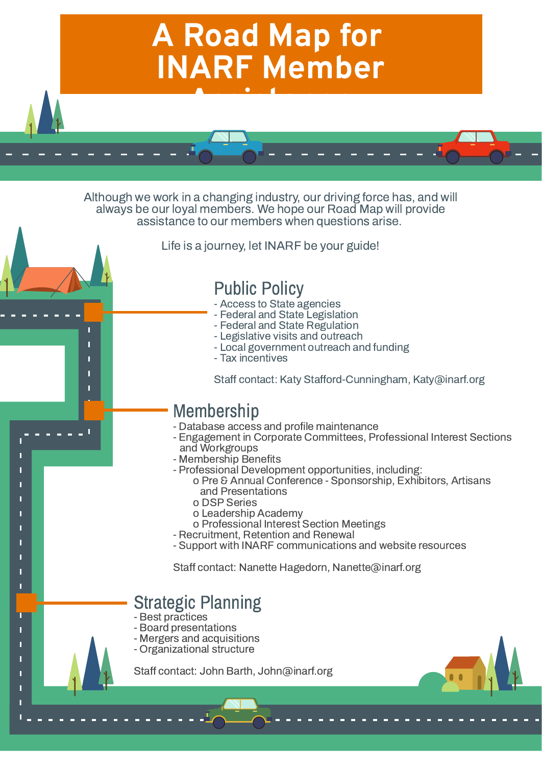# A Road Map for INARF Member Assistance

Although we work in a changing industry, our driving force has, and will always be our loyal members. We hope our Road Map will provide assistance to our members when questions arise.

Life is a journey, let INARF be your guide!

## Public Policy

- Access to State agencies
- Federal and State Legislation
- Federal and State Regulation
- Legislative visits and outreach
- Local government outreach and funding
- Tax incentives

Staff contact: Katy Stafford-Cunningham, Katy@inarf.org

## Membership

- Database access and profile maintenance
- Engagement in Corporate Committees, Professional Interest Sections and Workgroups
- Membership Benefits
- Professional Development opportunities, including:
  - Pre & Annual Conference - Sponsorship, Exhibitors, Artisans and Presentations
  - DSP Series
  - Leadership Academy
  - Professional Interest Section Meetings
- Recruitment, Retention and Renewal
- Support with INARF communications and website resources

Staff contact: Nanette Hagedorn, Nanette@inarf.org

## Strategic Planning

- Best practices
- Board presentations
- Mergers and acquisitions
- Organizational structure

Staff contact: John Barth, John@inarf.org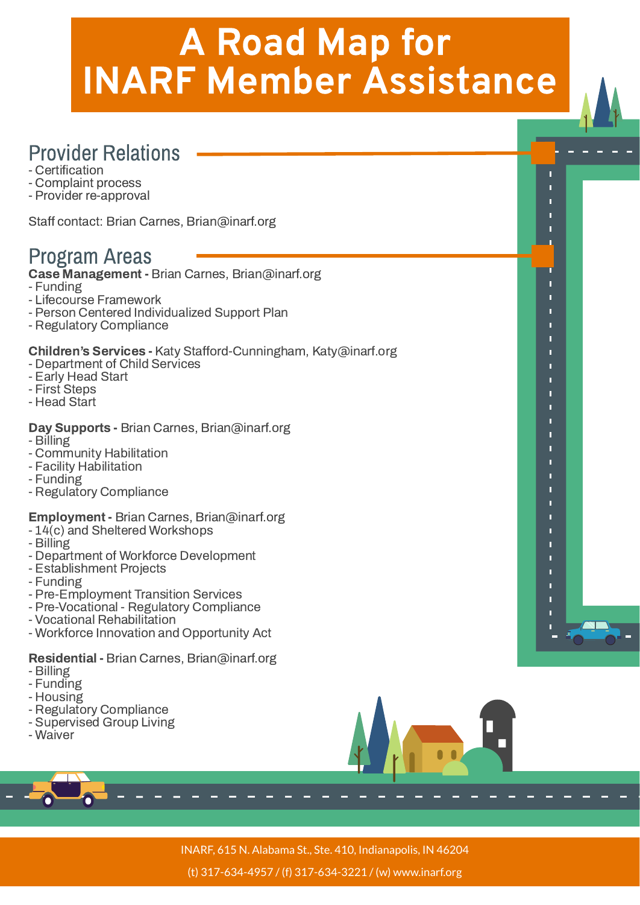# A Road Map for INARF Member Assistance

## Provider Relations

- Certification
- Complaint process
- Provider re-approval

Staff contact: Brian Carnes, Brian@inarf.org

## Program Areas

**Case Management -** Brian Carnes, Brian@inarf.org

- Funding
- Lifecourse Framework
- Person Centered Individualized Support Plan
- Regulatory Compliance

**Children's Services -** Katy Stafford-Cunningham, Katy@inarf.org

- Department of Child Services
- Early Head Start
- First Steps
- Head Start

**Day Supports -** Brian Carnes, Brian@inarf.org

- Billing
- Community Habilitation
- Facility Habilitation
- Funding
- Regulatory Compliance

**Employment -** Brian Carnes, Brian@inarf.org

- 14(c) and Sheltered Workshops
- Billing
- Department of Workforce Development
- Establishment Projects
- Funding
- Pre-Employment Transition Services
- Pre-Vocational - Regulatory Compliance
- Vocational Rehabilitation
- Workforce Innovation and Opportunity Act

**Residential -** Brian Carnes, Brian@inarf.org

- Billing
- Funding
- Housing
- Regulatory Compliance
- Supervised Group Living
- Waiver

INARF, 615 N. Alabama St., Ste. 410, Indianapolis, IN 46204

(t) 317-634-4957 / (f) 317-634-3221 / (w) www.inarf.org